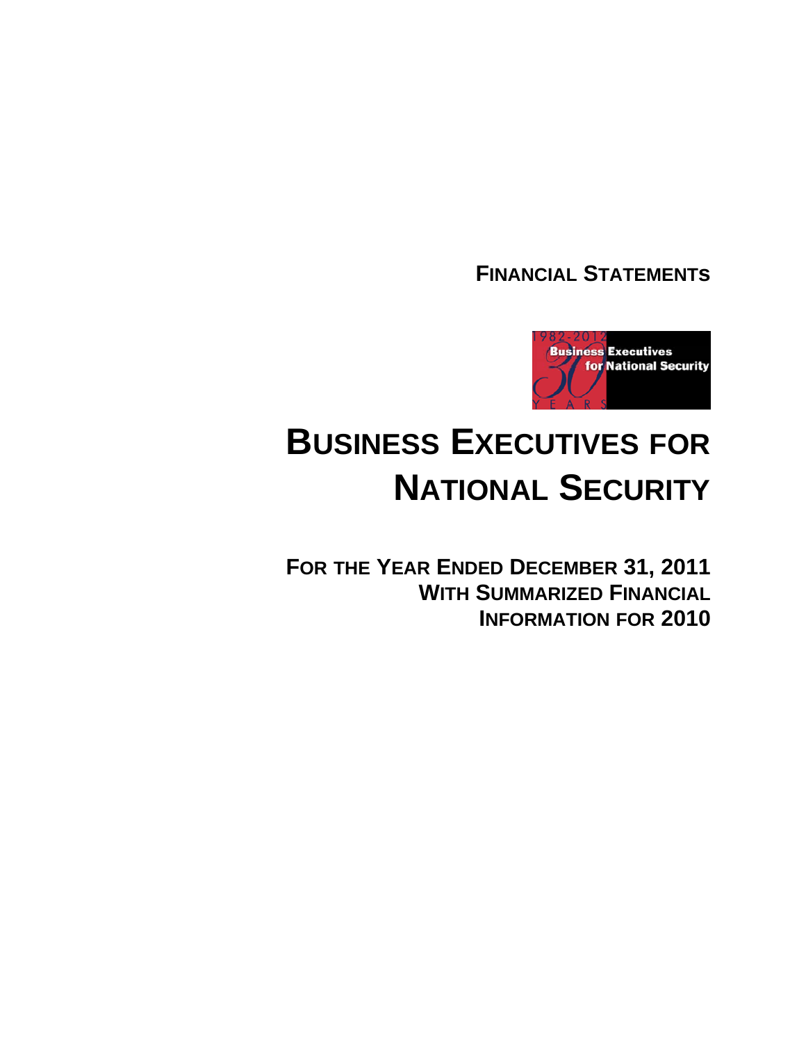**FINANCIAL STATEMENTS**

# BUSINESS EXECUTIVES FOR NATIONAL SECURITY

**FOR THE YEAR ENDED DECEMBER 31, 2011**
**WITH SUMMARIZED FINANCIAL INFORMATION FOR 2010**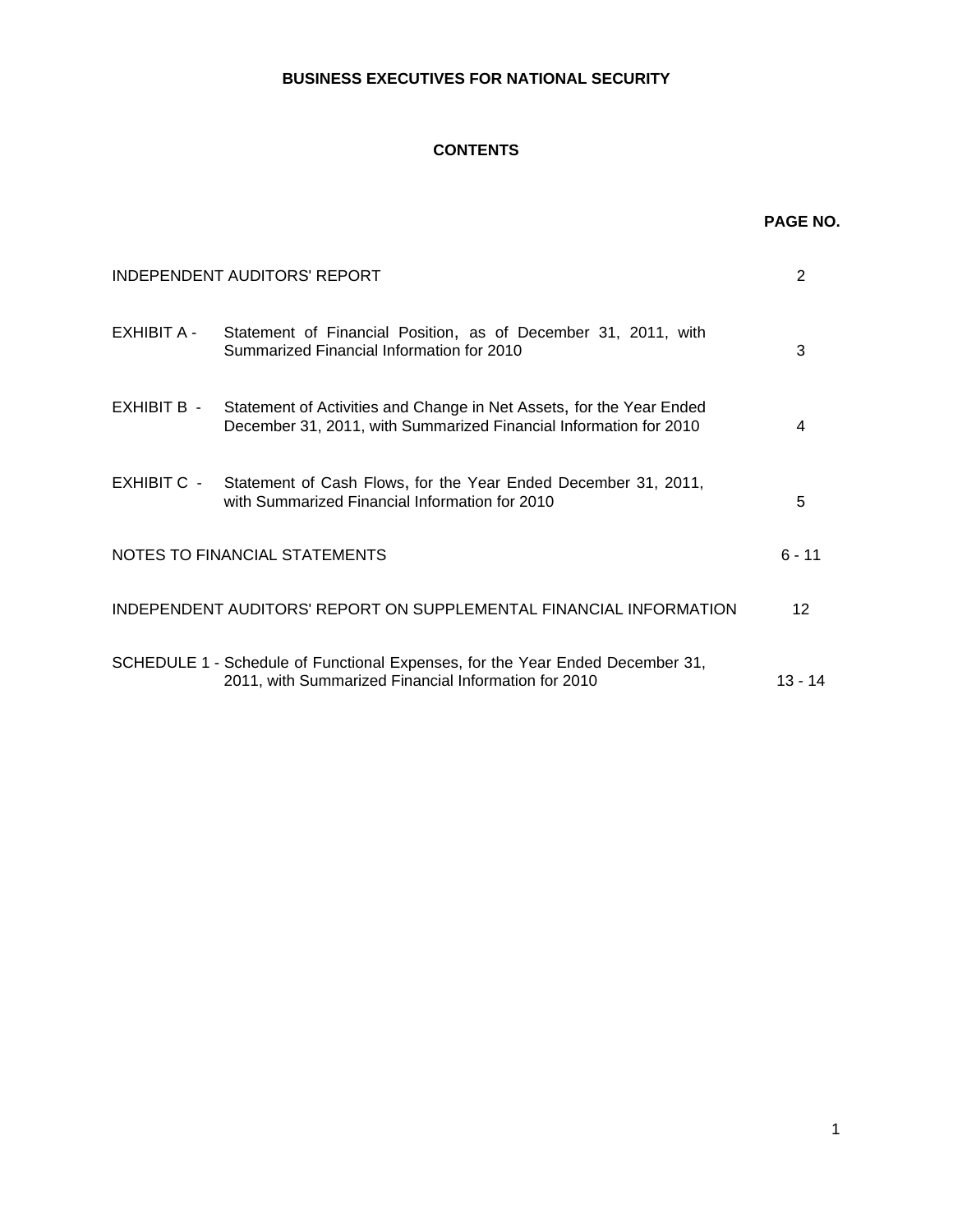# BUSINESS EXECUTIVES FOR NATIONAL SECURITY

## CONTENTS

| | | PAGE NO. |
|---|---|---|
| INDEPENDENT AUDITORS' REPORT | | 2 |
| EXHIBIT A - | Statement of Financial Position, as of December 31, 2011, with Summarized Financial Information for 2010 | 3 |
| EXHIBIT B - | Statement of Activities and Change in Net Assets, for the Year Ended December 31, 2011, with Summarized Financial Information for 2010 | 4 |
| EXHIBIT C - | Statement of Cash Flows, for the Year Ended December 31, 2011, with Summarized Financial Information for 2010 | 5 |
| NOTES TO FINANCIAL STATEMENTS | | 6 - 11 |
| INDEPENDENT AUDITORS' REPORT ON SUPPLEMENTAL FINANCIAL INFORMATION | | 12 |
| SCHEDULE 1 - | Schedule of Functional Expenses, for the Year Ended December 31, 2011, with Summarized Financial Information for 2010 | 13 - 14 |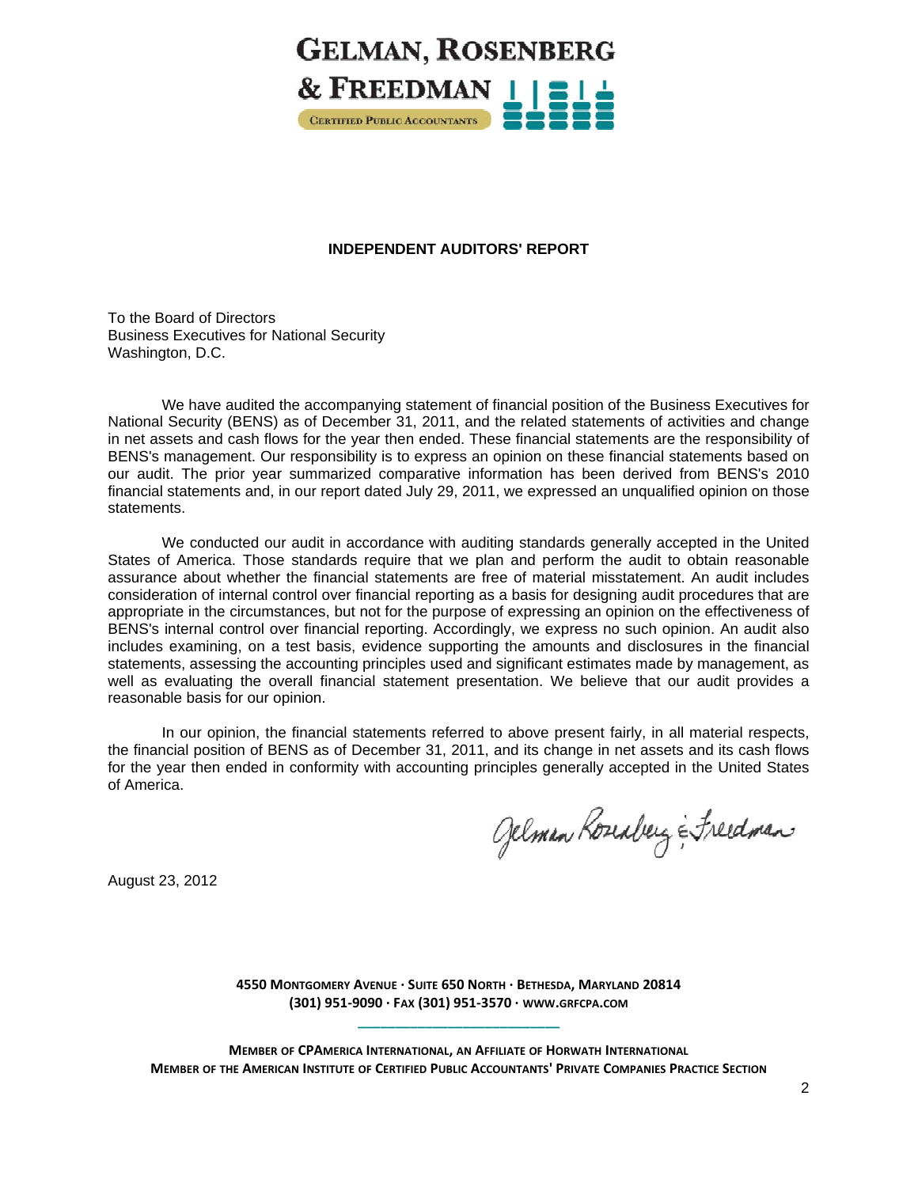# GELMAN, ROSENBERG & FREEDMAN

CERTIFIED PUBLIC ACCOUNTANTS

## INDEPENDENT AUDITORS' REPORT

To the Board of Directors
Business Executives for National Security
Washington, D.C.

We have audited the accompanying statement of financial position of the Business Executives for National Security (BENS) as of December 31, 2011, and the related statements of activities and change in net assets and cash flows for the year then ended. These financial statements are the responsibility of BENS's management. Our responsibility is to express an opinion on these financial statements based on our audit. The prior year summarized comparative information has been derived from BENS's 2010 financial statements and, in our report dated July 29, 2011, we expressed an unqualified opinion on those statements.

We conducted our audit in accordance with auditing standards generally accepted in the United States of America. Those standards require that we plan and perform the audit to obtain reasonable assurance about whether the financial statements are free of material misstatement. An audit includes consideration of internal control over financial reporting as a basis for designing audit procedures that are appropriate in the circumstances, but not for the purpose of expressing an opinion on the effectiveness of BENS's internal control over financial reporting. Accordingly, we express no such opinion. An audit also includes examining, on a test basis, evidence supporting the amounts and disclosures in the financial statements, assessing the accounting principles used and significant estimates made by management, as well as evaluating the overall financial statement presentation. We believe that our audit provides a reasonable basis for our opinion.

In our opinion, the financial statements referred to above present fairly, in all material respects, the financial position of BENS as of December 31, 2011, and its change in net assets and its cash flows for the year then ended in conformity with accounting principles generally accepted in the United States of America.

Gelman Rosenberg & Freedman

August 23, 2012

4550 MONTGOMERY AVENUE · SUITE 650 NORTH · BETHESDA, MARYLAND 20814
(301) 951-9090 · FAX (301) 951-3570 · WWW.GRFCPA.COM

MEMBER OF CPAMERICA INTERNATIONAL, AN AFFILIATE OF HORWATH INTERNATIONAL
MEMBER OF THE AMERICAN INSTITUTE OF CERTIFIED PUBLIC ACCOUNTANTS' PRIVATE COMPANIES PRACTICE SECTION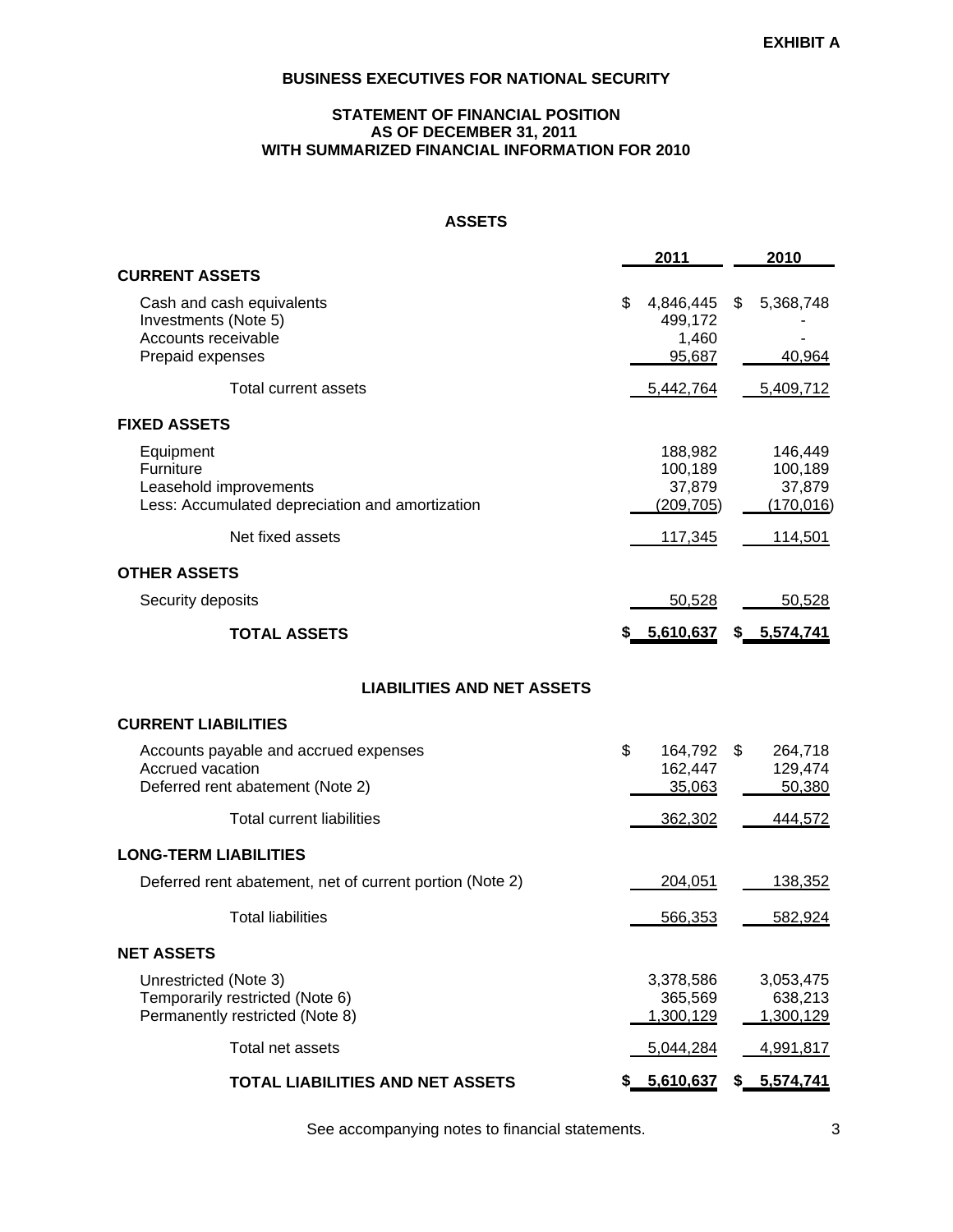**EXHIBIT A**

# BUSINESS EXECUTIVES FOR NATIONAL SECURITY

## STATEMENT OF FINANCIAL POSITION
## AS OF DECEMBER 31, 2011
## WITH SUMMARIZED FINANCIAL INFORMATION FOR 2010

### ASSETS

| | 2011 | 2010 |
|---|---|---|
| **CURRENT ASSETS** | | |
| Cash and cash equivalents | $ 4,846,445 | $ 5,368,748 |
| Investments (Note 5) | 499,172 | - |
| Accounts receivable | 1,460 | - |
| Prepaid expenses | 95,687 | 40,964 |
| Total current assets | 5,442,764 | 5,409,712 |
| **FIXED ASSETS** | | |
| Equipment | 188,982 | 146,449 |
| Furniture | 100,189 | 100,189 |
| Leasehold improvements | 37,879 | 37,879 |
| Less: Accumulated depreciation and amortization | (209,705) | (170,016) |
| Net fixed assets | 117,345 | 114,501 |
| **OTHER ASSETS** | | |
| Security deposits | 50,528 | 50,528 |
| **TOTAL ASSETS** | **$ 5,610,637** | **$ 5,574,741** |

### LIABILITIES AND NET ASSETS

| | 2011 | 2010 |
|---|---|---|
| **CURRENT LIABILITIES** | | |
| Accounts payable and accrued expenses | $ 164,792 | $ 264,718 |
| Accrued vacation | 162,447 | 129,474 |
| Deferred rent abatement (Note 2) | 35,063 | 50,380 |
| Total current liabilities | 362,302 | 444,572 |
| **LONG-TERM LIABILITIES** | | |
| Deferred rent abatement, net of current portion (Note 2) | 204,051 | 138,352 |
| Total liabilities | 566,353 | 582,924 |
| **NET ASSETS** | | |
| Unrestricted (Note 3) | 3,378,586 | 3,053,475 |
| Temporarily restricted (Note 6) | 365,569 | 638,213 |
| Permanently restricted (Note 8) | 1,300,129 | 1,300,129 |
| Total net assets | 5,044,284 | 4,991,817 |
| **TOTAL LIABILITIES AND NET ASSETS** | **$ 5,610,637** | **$ 5,574,741** |

See accompanying notes to financial statements.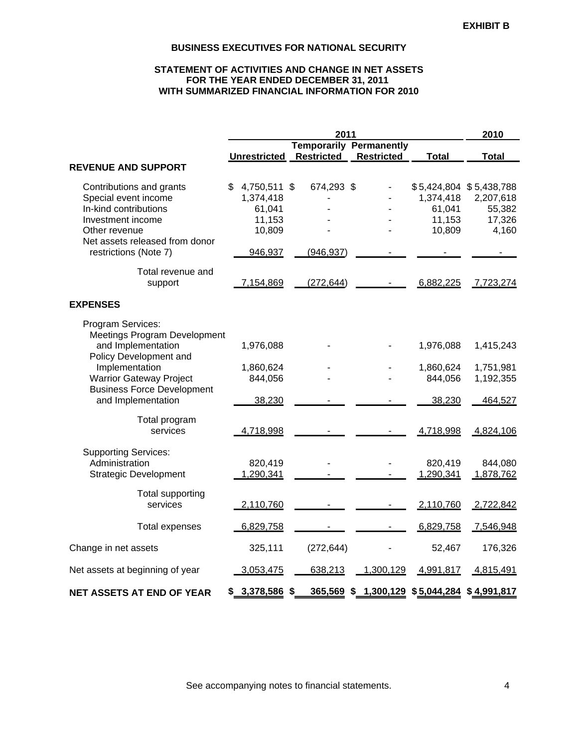**EXHIBIT B**

# BUSINESS EXECUTIVES FOR NATIONAL SECURITY

## STATEMENT OF ACTIVITIES AND CHANGE IN NET ASSETS
## FOR THE YEAR ENDED DECEMBER 31, 2011
## WITH SUMMARIZED FINANCIAL INFORMATION FOR 2010

| | 2011 | | | | 2010 |
|---|---|---|---|---|---|
| | Unrestricted | Temporarily Restricted | Permanently Restricted | Total | Total |
| **REVENUE AND SUPPORT** | | | | | |
| Contributions and grants | $ 4,750,511 | $ 674,293 | $ - | $ 5,424,804 | $ 5,438,788 |
| Special event income | 1,374,418 | - | - | 1,374,418 | 2,207,618 |
| In-kind contributions | 61,041 | - | - | 61,041 | 55,382 |
| Investment income | 11,153 | - | - | 11,153 | 17,326 |
| Other revenue | 10,809 | - | - | 10,809 | 4,160 |
| Net assets released from donor restrictions (Note 7) | 946,937 | (946,937) | - | - | - |
| Total revenue and support | 7,154,869 | (272,644) | - | 6,882,225 | 7,723,274 |
| **EXPENSES** | | | | | |
| Program Services: | | | | | |
| Meetings Program Development and Implementation | 1,976,088 | - | - | 1,976,088 | 1,415,243 |
| Policy Development and Implementation | 1,860,624 | - | - | 1,860,624 | 1,751,981 |
| Warrior Gateway Project | 844,056 | - | - | 844,056 | 1,192,355 |
| Business Force Development and Implementation | 38,230 | - | - | 38,230 | 464,527 |
| Total program services | 4,718,998 | - | - | 4,718,998 | 4,824,106 |
| Supporting Services: | | | | | |
| Administration | 820,419 | - | - | 820,419 | 844,080 |
| Strategic Development | 1,290,341 | - | - | 1,290,341 | 1,878,762 |
| Total supporting services | 2,110,760 | - | - | 2,110,760 | 2,722,842 |
| Total expenses | 6,829,758 | - | - | 6,829,758 | 7,546,948 |
| Change in net assets | 325,111 | (272,644) | - | 52,467 | 176,326 |
| Net assets at beginning of year | 3,053,475 | 638,213 | 1,300,129 | 4,991,817 | 4,815,491 |
| **NET ASSETS AT END OF YEAR** | **$ 3,378,586** | **$ 365,569** | **$ 1,300,129** | **$ 5,044,284** | **$ 4,991,817** |

See accompanying notes to financial statements.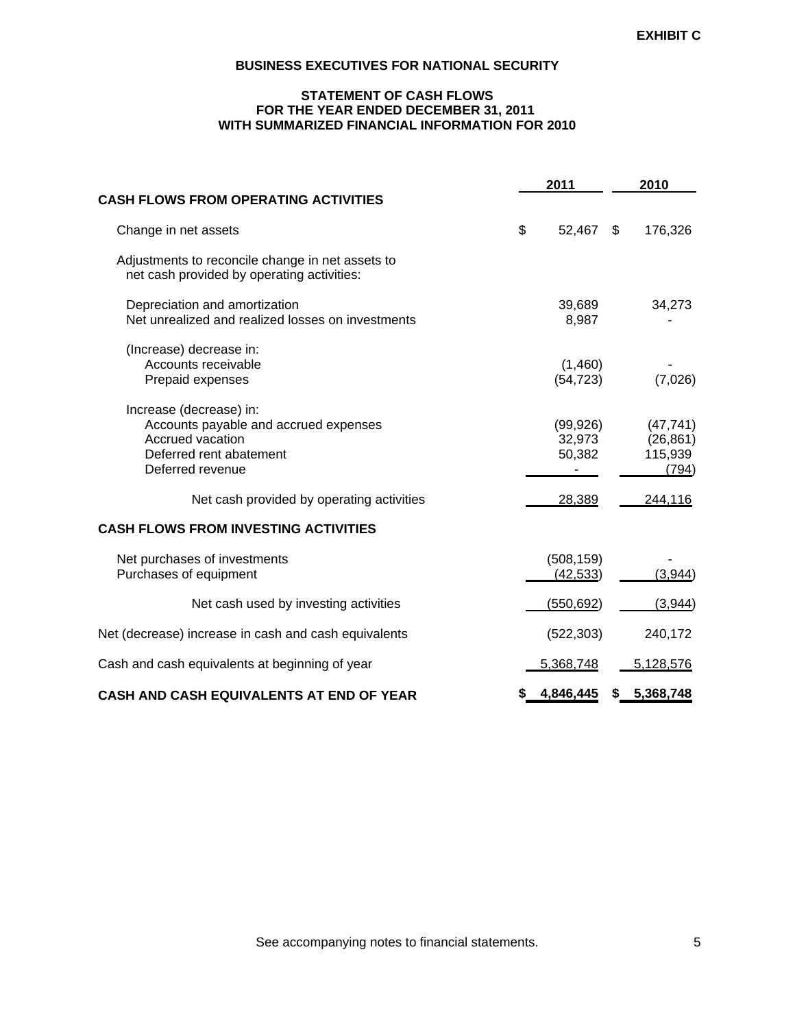**EXHIBIT C**

## BUSINESS EXECUTIVES FOR NATIONAL SECURITY

### STATEMENT OF CASH FLOWS
### FOR THE YEAR ENDED DECEMBER 31, 2011
### WITH SUMMARIZED FINANCIAL INFORMATION FOR 2010

| | 2011 | 2010 |
|---|---|---|
| **CASH FLOWS FROM OPERATING ACTIVITIES** | | |
| Change in net assets | $ 52,467 | $ 176,326 |
| Adjustments to reconcile change in net assets to net cash provided by operating activities: | | |
| Depreciation and amortization | 39,689 | 34,273 |
| Net unrealized and realized losses on investments | 8,987 | - |
| (Increase) decrease in: | | |
| Accounts receivable | (1,460) | - |
| Prepaid expenses | (54,723) | (7,026) |
| Increase (decrease) in: | | |
| Accounts payable and accrued expenses | (99,926) | (47,741) |
| Accrued vacation | 32,973 | (26,861) |
| Deferred rent abatement | 50,382 | 115,939 |
| Deferred revenue | - | (794) |
| Net cash provided by operating activities | 28,389 | 244,116 |
| **CASH FLOWS FROM INVESTING ACTIVITIES** | | |
| Net purchases of investments | (508,159) | - |
| Purchases of equipment | (42,533) | (3,944) |
| Net cash used by investing activities | (550,692) | (3,944) |
| Net (decrease) increase in cash and cash equivalents | (522,303) | 240,172 |
| Cash and cash equivalents at beginning of year | 5,368,748 | 5,128,576 |
| **CASH AND CASH EQUIVALENTS AT END OF YEAR** | **$ 4,846,445** | **$ 5,368,748** |

See accompanying notes to financial statements.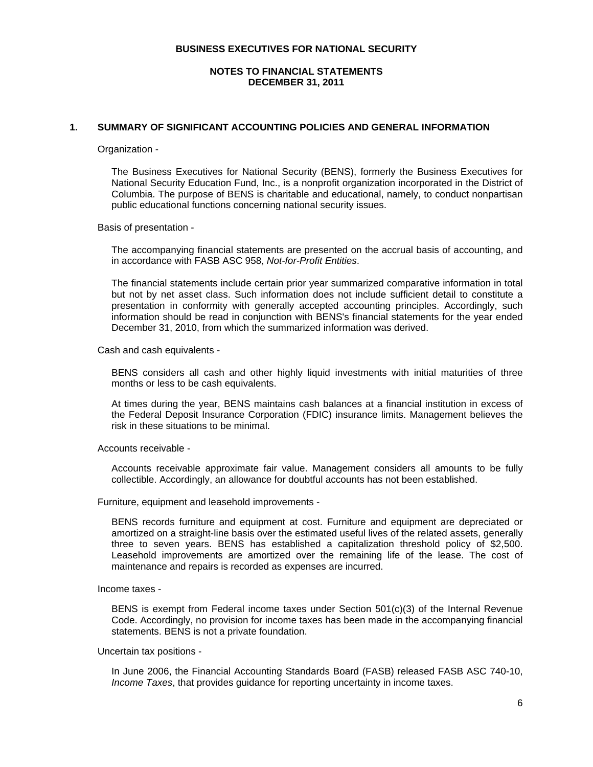**BUSINESS EXECUTIVES FOR NATIONAL SECURITY**

**NOTES TO FINANCIAL STATEMENTS**
**DECEMBER 31, 2011**

## 1. SUMMARY OF SIGNIFICANT ACCOUNTING POLICIES AND GENERAL INFORMATION

Organization -

The Business Executives for National Security (BENS), formerly the Business Executives for National Security Education Fund, Inc., is a nonprofit organization incorporated in the District of Columbia. The purpose of BENS is charitable and educational, namely, to conduct nonpartisan public educational functions concerning national security issues.

Basis of presentation -

The accompanying financial statements are presented on the accrual basis of accounting, and in accordance with FASB ASC 958, *Not-for-Profit Entities*.

The financial statements include certain prior year summarized comparative information in total but not by net asset class. Such information does not include sufficient detail to constitute a presentation in conformity with generally accepted accounting principles. Accordingly, such information should be read in conjunction with BENS's financial statements for the year ended December 31, 2010, from which the summarized information was derived.

Cash and cash equivalents -

BENS considers all cash and other highly liquid investments with initial maturities of three months or less to be cash equivalents.

At times during the year, BENS maintains cash balances at a financial institution in excess of the Federal Deposit Insurance Corporation (FDIC) insurance limits. Management believes the risk in these situations to be minimal.

Accounts receivable -

Accounts receivable approximate fair value. Management considers all amounts to be fully collectible. Accordingly, an allowance for doubtful accounts has not been established.

Furniture, equipment and leasehold improvements -

BENS records furniture and equipment at cost. Furniture and equipment are depreciated or amortized on a straight-line basis over the estimated useful lives of the related assets, generally three to seven years. BENS has established a capitalization threshold policy of $2,500. Leasehold improvements are amortized over the remaining life of the lease. The cost of maintenance and repairs is recorded as expenses are incurred.

Income taxes -

BENS is exempt from Federal income taxes under Section 501(c)(3) of the Internal Revenue Code. Accordingly, no provision for income taxes has been made in the accompanying financial statements. BENS is not a private foundation.

Uncertain tax positions -

In June 2006, the Financial Accounting Standards Board (FASB) released FASB ASC 740-10, *Income Taxes*, that provides guidance for reporting uncertainty in income taxes.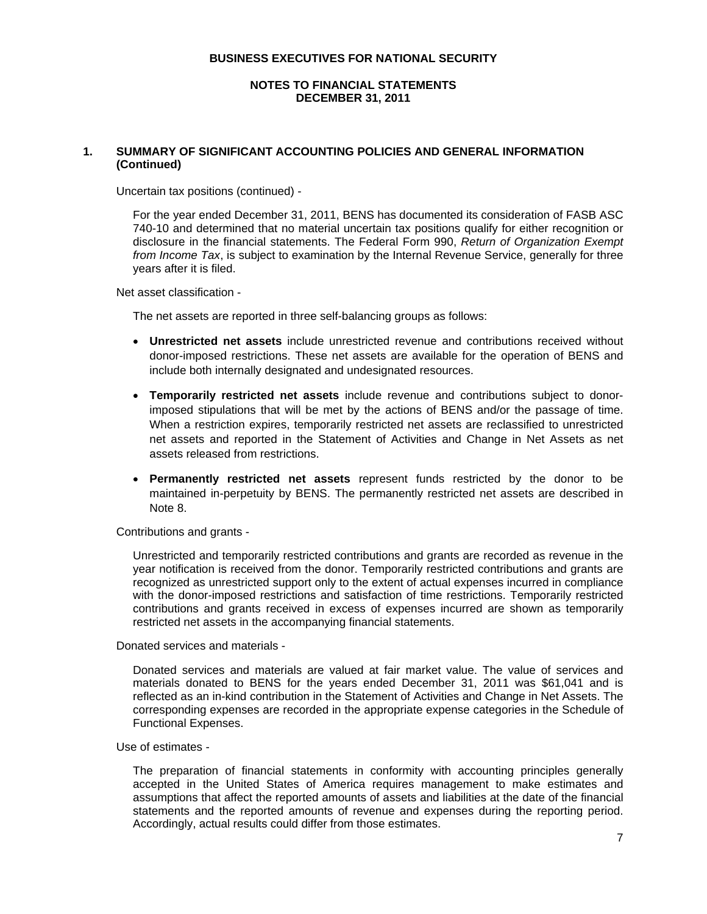**BUSINESS EXECUTIVES FOR NATIONAL SECURITY**

**NOTES TO FINANCIAL STATEMENTS**
**DECEMBER 31, 2011**

## 1. SUMMARY OF SIGNIFICANT ACCOUNTING POLICIES AND GENERAL INFORMATION (Continued)

Uncertain tax positions (continued) -

For the year ended December 31, 2011, BENS has documented its consideration of FASB ASC 740-10 and determined that no material uncertain tax positions qualify for either recognition or disclosure in the financial statements. The Federal Form 990, *Return of Organization Exempt from Income Tax*, is subject to examination by the Internal Revenue Service, generally for three years after it is filed.

Net asset classification -

The net assets are reported in three self-balancing groups as follows:

- **Unrestricted net assets** include unrestricted revenue and contributions received without donor-imposed restrictions. These net assets are available for the operation of BENS and include both internally designated and undesignated resources.
- **Temporarily restricted net assets** include revenue and contributions subject to donor-imposed stipulations that will be met by the actions of BENS and/or the passage of time. When a restriction expires, temporarily restricted net assets are reclassified to unrestricted net assets and reported in the Statement of Activities and Change in Net Assets as net assets released from restrictions.
- **Permanently restricted net assets** represent funds restricted by the donor to be maintained in-perpetuity by BENS. The permanently restricted net assets are described in Note 8.

Contributions and grants -

Unrestricted and temporarily restricted contributions and grants are recorded as revenue in the year notification is received from the donor. Temporarily restricted contributions and grants are recognized as unrestricted support only to the extent of actual expenses incurred in compliance with the donor-imposed restrictions and satisfaction of time restrictions. Temporarily restricted contributions and grants received in excess of expenses incurred are shown as temporarily restricted net assets in the accompanying financial statements.

Donated services and materials -

Donated services and materials are valued at fair market value. The value of services and materials donated to BENS for the years ended December 31, 2011 was $61,041 and is reflected as an in-kind contribution in the Statement of Activities and Change in Net Assets. The corresponding expenses are recorded in the appropriate expense categories in the Schedule of Functional Expenses.

Use of estimates -

The preparation of financial statements in conformity with accounting principles generally accepted in the United States of America requires management to make estimates and assumptions that affect the reported amounts of assets and liabilities at the date of the financial statements and the reported amounts of revenue and expenses during the reporting period. Accordingly, actual results could differ from those estimates.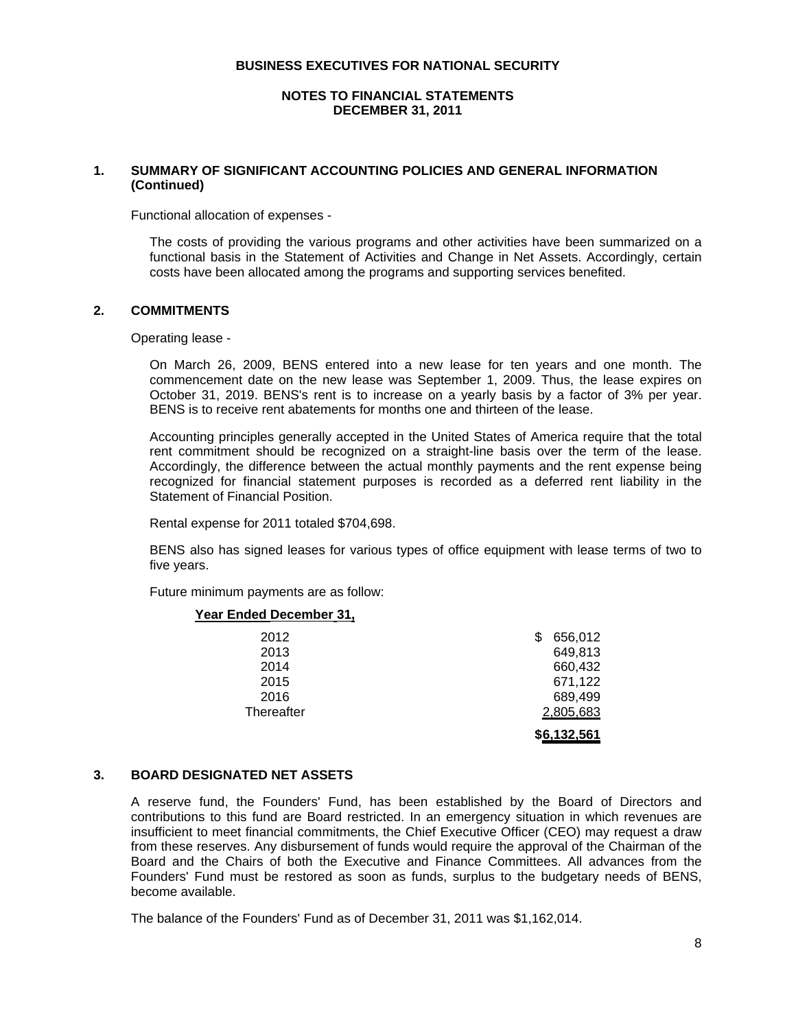**BUSINESS EXECUTIVES FOR NATIONAL SECURITY**

**NOTES TO FINANCIAL STATEMENTS**
**DECEMBER 31, 2011**

## 1. SUMMARY OF SIGNIFICANT ACCOUNTING POLICIES AND GENERAL INFORMATION (Continued)

Functional allocation of expenses -

The costs of providing the various programs and other activities have been summarized on a functional basis in the Statement of Activities and Change in Net Assets. Accordingly, certain costs have been allocated among the programs and supporting services benefited.

## 2. COMMITMENTS

Operating lease -

On March 26, 2009, BENS entered into a new lease for ten years and one month. The commencement date on the new lease was September 1, 2009. Thus, the lease expires on October 31, 2019. BENS's rent is to increase on a yearly basis by a factor of 3% per year. BENS is to receive rent abatements for months one and thirteen of the lease.

Accounting principles generally accepted in the United States of America require that the total rent commitment should be recognized on a straight-line basis over the term of the lease. Accordingly, the difference between the actual monthly payments and the rent expense being recognized for financial statement purposes is recorded as a deferred rent liability in the Statement of Financial Position.

Rental expense for 2011 totaled $704,698.

BENS also has signed leases for various types of office equipment with lease terms of two to five years.

Future minimum payments are as follow:

| Year Ended December 31, | |
|---|---|
| 2012 | $ 656,012 |
| 2013 | 649,813 |
| 2014 | 660,432 |
| 2015 | 671,122 |
| 2016 | 689,499 |
| Thereafter | 2,805,683 |
| | $6,132,561 |

## 3. BOARD DESIGNATED NET ASSETS

A reserve fund, the Founders' Fund, has been established by the Board of Directors and contributions to this fund are Board restricted. In an emergency situation in which revenues are insufficient to meet financial commitments, the Chief Executive Officer (CEO) may request a draw from these reserves. Any disbursement of funds would require the approval of the Chairman of the Board and the Chairs of both the Executive and Finance Committees. All advances from the Founders' Fund must be restored as soon as funds, surplus to the budgetary needs of BENS, become available.

The balance of the Founders' Fund as of December 31, 2011 was $1,162,014.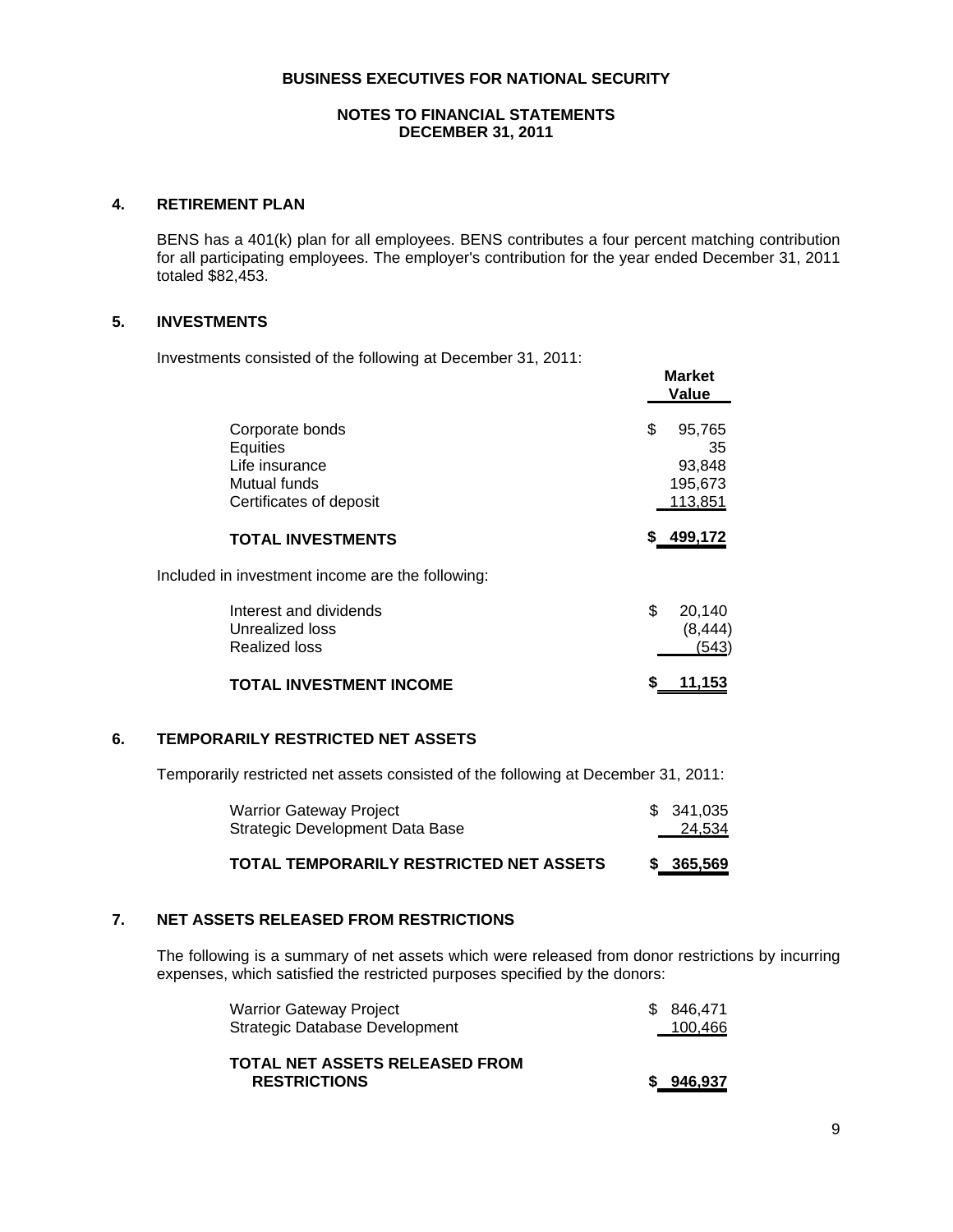**BUSINESS EXECUTIVES FOR NATIONAL SECURITY**

**NOTES TO FINANCIAL STATEMENTS**
**DECEMBER 31, 2011**

## 4. RETIREMENT PLAN

BENS has a 401(k) plan for all employees. BENS contributes a four percent matching contribution for all participating employees. The employer's contribution for the year ended December 31, 2011 totaled $82,453.

## 5. INVESTMENTS

Investments consisted of the following at December 31, 2011:

| | Market Value |
|---|---|
| Corporate bonds | $ 95,765 |
| Equities | 35 |
| Life insurance | 93,848 |
| Mutual funds | 195,673 |
| Certificates of deposit | 113,851 |
| **TOTAL INVESTMENTS** | **$ 499,172** |

Included in investment income are the following:

| | |
|---|---|
| Interest and dividends | $ 20,140 |
| Unrealized loss | (8,444) |
| Realized loss | (543) |
| **TOTAL INVESTMENT INCOME** | **$ 11,153** |

## 6. TEMPORARILY RESTRICTED NET ASSETS

Temporarily restricted net assets consisted of the following at December 31, 2011:

| | |
|---|---|
| Warrior Gateway Project | $ 341,035 |
| Strategic Development Data Base | 24,534 |
| **TOTAL TEMPORARILY RESTRICTED NET ASSETS** | **$ 365,569** |

## 7. NET ASSETS RELEASED FROM RESTRICTIONS

The following is a summary of net assets which were released from donor restrictions by incurring expenses, which satisfied the restricted purposes specified by the donors:

| | |
|---|---|
| Warrior Gateway Project | $ 846,471 |
| Strategic Database Development | 100,466 |
| **TOTAL NET ASSETS RELEASED FROM RESTRICTIONS** | **$ 946,937** |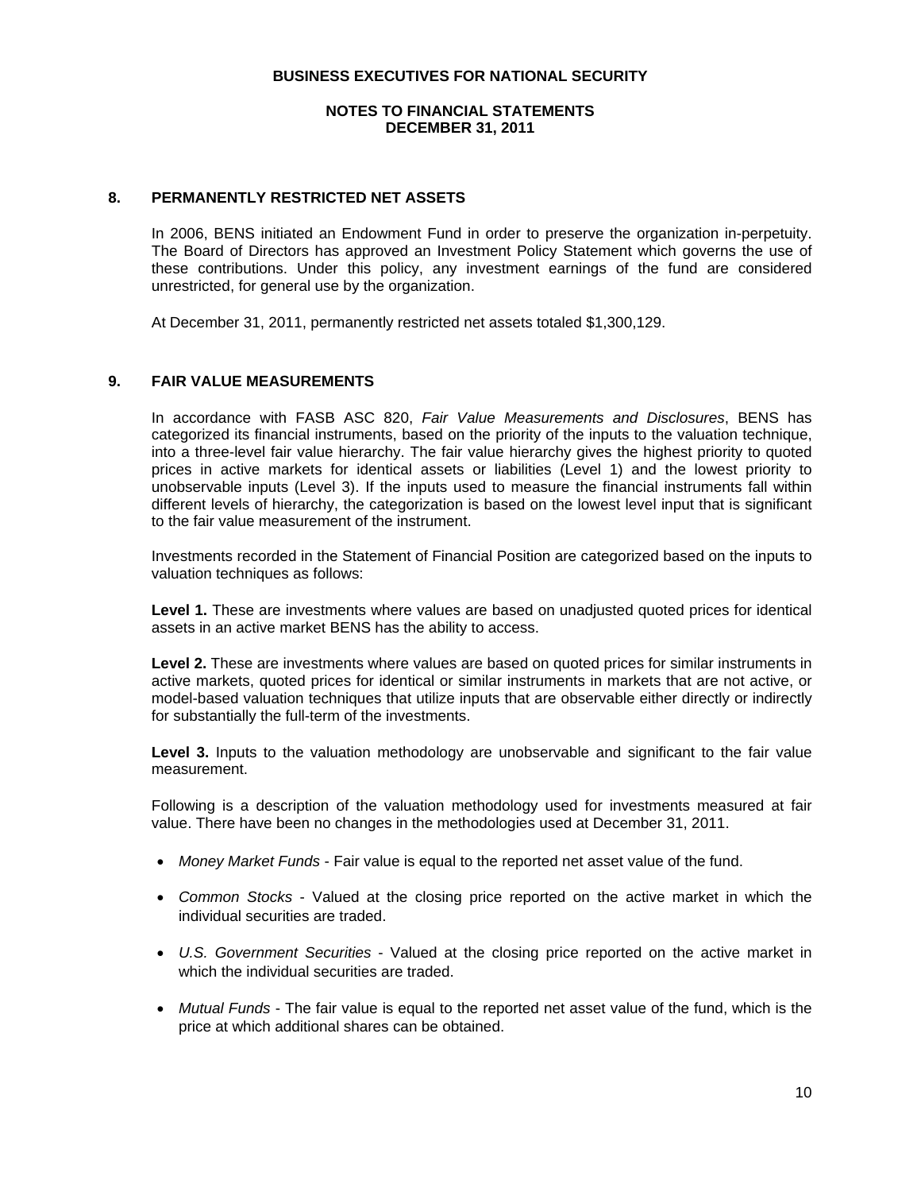## 8. PERMANENTLY RESTRICTED NET ASSETS

In 2006, BENS initiated an Endowment Fund in order to preserve the organization in-perpetuity. The Board of Directors has approved an Investment Policy Statement which governs the use of these contributions. Under this policy, any investment earnings of the fund are considered unrestricted, for general use by the organization.

At December 31, 2011, permanently restricted net assets totaled $1,300,129.

## 9. FAIR VALUE MEASUREMENTS

In accordance with FASB ASC 820, *Fair Value Measurements and Disclosures*, BENS has categorized its financial instruments, based on the priority of the inputs to the valuation technique, into a three-level fair value hierarchy. The fair value hierarchy gives the highest priority to quoted prices in active markets for identical assets or liabilities (Level 1) and the lowest priority to unobservable inputs (Level 3). If the inputs used to measure the financial instruments fall within different levels of hierarchy, the categorization is based on the lowest level input that is significant to the fair value measurement of the instrument.

Investments recorded in the Statement of Financial Position are categorized based on the inputs to valuation techniques as follows:

**Level 1.** These are investments where values are based on unadjusted quoted prices for identical assets in an active market BENS has the ability to access.

**Level 2.** These are investments where values are based on quoted prices for similar instruments in active markets, quoted prices for identical or similar instruments in markets that are not active, or model-based valuation techniques that utilize inputs that are observable either directly or indirectly for substantially the full-term of the investments.

**Level 3.** Inputs to the valuation methodology are unobservable and significant to the fair value measurement.

Following is a description of the valuation methodology used for investments measured at fair value. There have been no changes in the methodologies used at December 31, 2011.

- *Money Market Funds* - Fair value is equal to the reported net asset value of the fund.
- *Common Stocks* - Valued at the closing price reported on the active market in which the individual securities are traded.
- *U.S. Government Securities* - Valued at the closing price reported on the active market in which the individual securities are traded.
- *Mutual Funds* - The fair value is equal to the reported net asset value of the fund, which is the price at which additional shares can be obtained.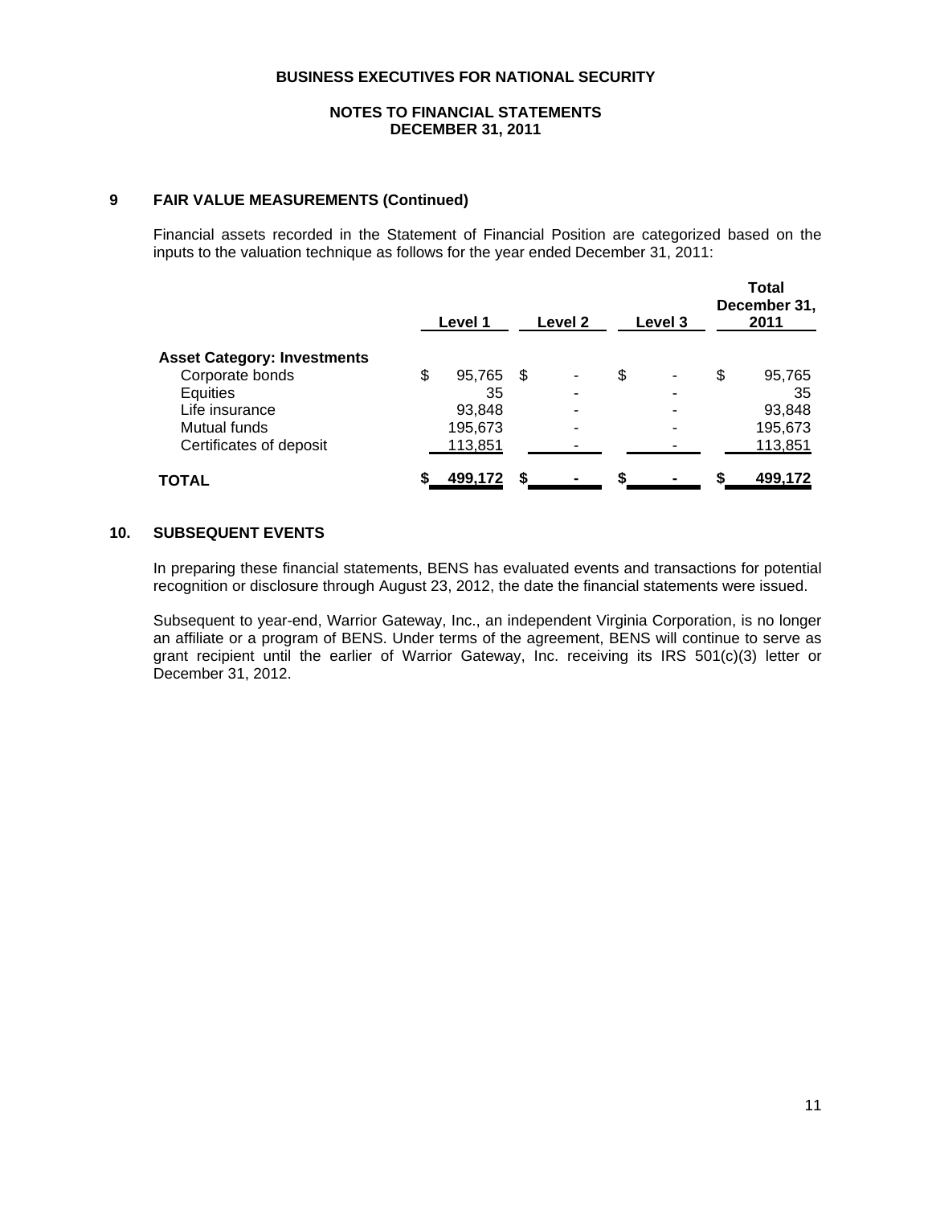**BUSINESS EXECUTIVES FOR NATIONAL SECURITY**

**NOTES TO FINANCIAL STATEMENTS**
**DECEMBER 31, 2011**

## 9 FAIR VALUE MEASUREMENTS (Continued)

Financial assets recorded in the Statement of Financial Position are categorized based on the inputs to the valuation technique as follows for the year ended December 31, 2011:

| | Level 1 | Level 2 | Level 3 | Total December 31, 2011 |
|---|---|---|---|---|
| **Asset Category: Investments** | | | | |
| Corporate bonds | $ 95,765 | $ - | $ - | $ 95,765 |
| Equities | 35 | - | - | 35 |
| Life insurance | 93,848 | - | - | 93,848 |
| Mutual funds | 195,673 | - | - | 195,673 |
| Certificates of deposit | 113,851 | - | - | 113,851 |
| **TOTAL** | **$ 499,172** | **$ -** | **$ -** | **$ 499,172** |

## 10. SUBSEQUENT EVENTS

In preparing these financial statements, BENS has evaluated events and transactions for potential recognition or disclosure through August 23, 2012, the date the financial statements were issued.

Subsequent to year-end, Warrior Gateway, Inc., an independent Virginia Corporation, is no longer an affiliate or a program of BENS. Under terms of the agreement, BENS will continue to serve as grant recipient until the earlier of Warrior Gateway, Inc. receiving its IRS 501(c)(3) letter or December 31, 2012.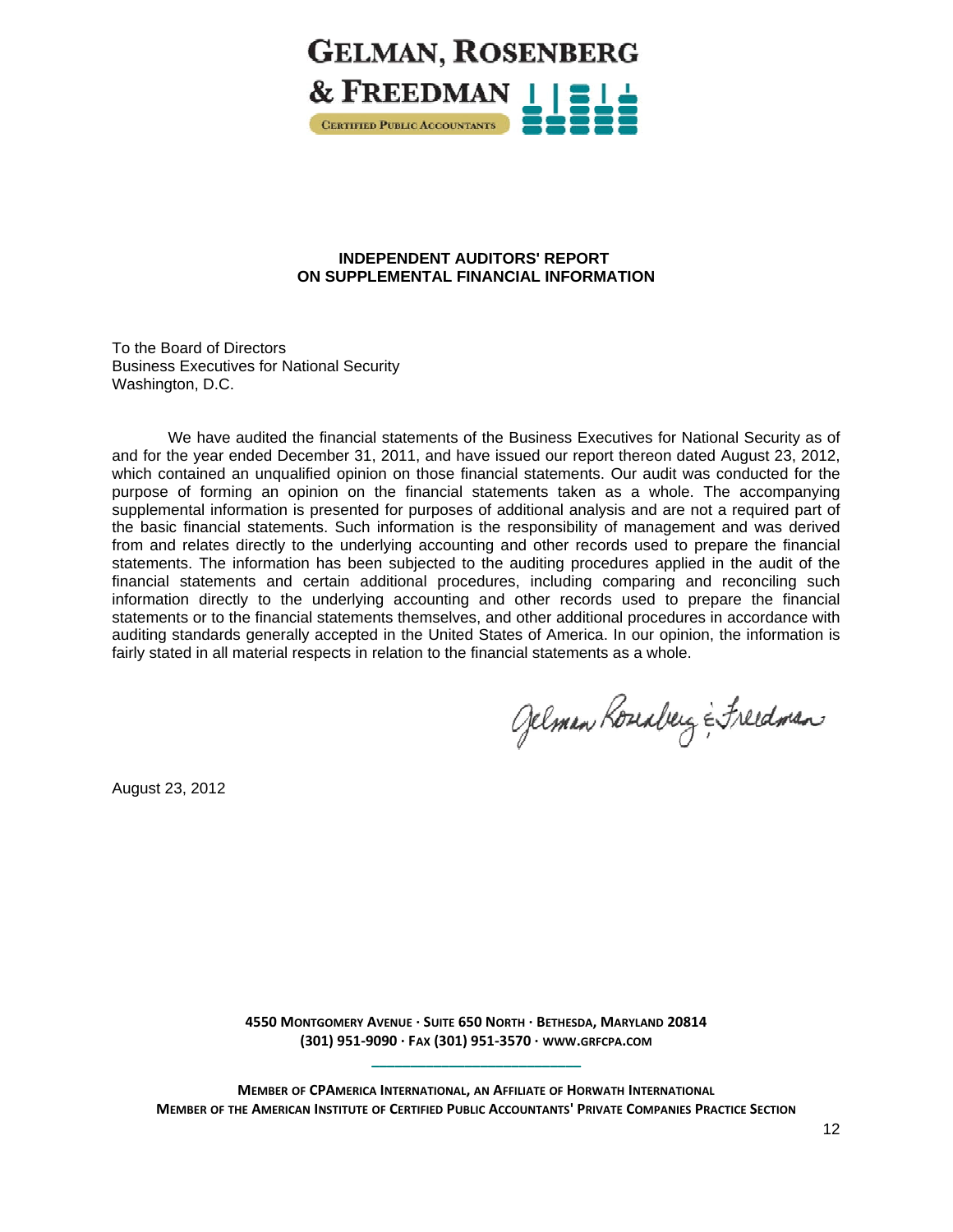**GELMAN, ROSENBERG & FREEDMAN**

CERTIFIED PUBLIC ACCOUNTANTS

## INDEPENDENT AUDITORS' REPORT ON SUPPLEMENTAL FINANCIAL INFORMATION

To the Board of Directors
Business Executives for National Security
Washington, D.C.

We have audited the financial statements of the Business Executives for National Security as of and for the year ended December 31, 2011, and have issued our report thereon dated August 23, 2012, which contained an unqualified opinion on those financial statements. Our audit was conducted for the purpose of forming an opinion on the financial statements taken as a whole. The accompanying supplemental information is presented for purposes of additional analysis and are not a required part of the basic financial statements. Such information is the responsibility of management and was derived from and relates directly to the underlying accounting and other records used to prepare the financial statements. The information has been subjected to the auditing procedures applied in the audit of the financial statements and certain additional procedures, including comparing and reconciling such information directly to the underlying accounting and other records used to prepare the financial statements or to the financial statements themselves, and other additional procedures in accordance with auditing standards generally accepted in the United States of America. In our opinion, the information is fairly stated in all material respects in relation to the financial statements as a whole.

Gelman Rosenberg & Freedman

August 23, 2012

4550 MONTGOMERY AVENUE · SUITE 650 NORTH · BETHESDA, MARYLAND 20814
(301) 951-9090 · FAX (301) 951-3570 · WWW.GRFCPA.COM

MEMBER OF CPAMERICA INTERNATIONAL, AN AFFILIATE OF HORWATH INTERNATIONAL
MEMBER OF THE AMERICAN INSTITUTE OF CERTIFIED PUBLIC ACCOUNTANTS' PRIVATE COMPANIES PRACTICE SECTION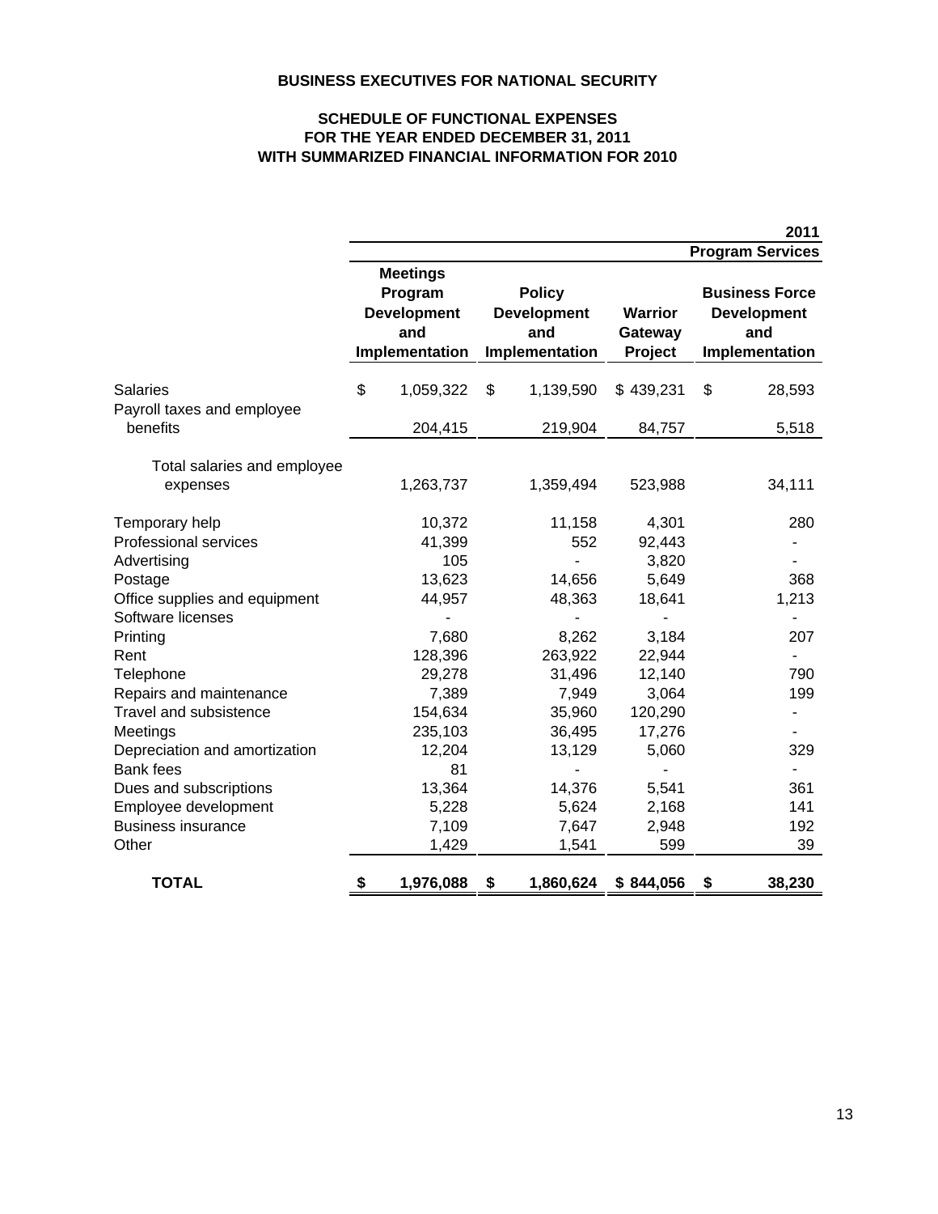**BUSINESS EXECUTIVES FOR NATIONAL SECURITY**

**SCHEDULE OF FUNCTIONAL EXPENSES**
**FOR THE YEAR ENDED DECEMBER 31, 2011**
**WITH SUMMARIZED FINANCIAL INFORMATION FOR 2010**

| | 2011 | | | |
|---|---|---|---|---|
| | Program Services | | | |
| | Meetings Program Development and Implementation | Policy Development and Implementation | Warrior Gateway Project | Business Force Development and Implementation |
| Salaries | $ 1,059,322 | $ 1,139,590 | $ 439,231 | $ 28,593 |
| Payroll taxes and employee benefits | 204,415 | 219,904 | 84,757 | 5,518 |
| Total salaries and employee expenses | 1,263,737 | 1,359,494 | 523,988 | 34,111 |
| Temporary help | 10,372 | 11,158 | 4,301 | 280 |
| Professional services | 41,399 | 552 | 92,443 | - |
| Advertising | 105 | - | 3,820 | - |
| Postage | 13,623 | 14,656 | 5,649 | 368 |
| Office supplies and equipment | 44,957 | 48,363 | 18,641 | 1,213 |
| Software licenses | - | - | - | - |
| Printing | 7,680 | 8,262 | 3,184 | 207 |
| Rent | 128,396 | 263,922 | 22,944 | - |
| Telephone | 29,278 | 31,496 | 12,140 | 790 |
| Repairs and maintenance | 7,389 | 7,949 | 3,064 | 199 |
| Travel and subsistence | 154,634 | 35,960 | 120,290 | - |
| Meetings | 235,103 | 36,495 | 17,276 | - |
| Depreciation and amortization | 12,204 | 13,129 | 5,060 | 329 |
| Bank fees | 81 | - | - | - |
| Dues and subscriptions | 13,364 | 14,376 | 5,541 | 361 |
| Employee development | 5,228 | 5,624 | 2,168 | 141 |
| Business insurance | 7,109 | 7,647 | 2,948 | 192 |
| Other | 1,429 | 1,541 | 599 | 39 |
| **TOTAL** | **$ 1,976,088** | **$ 1,860,624** | **$ 844,056** | **$ 38,230** |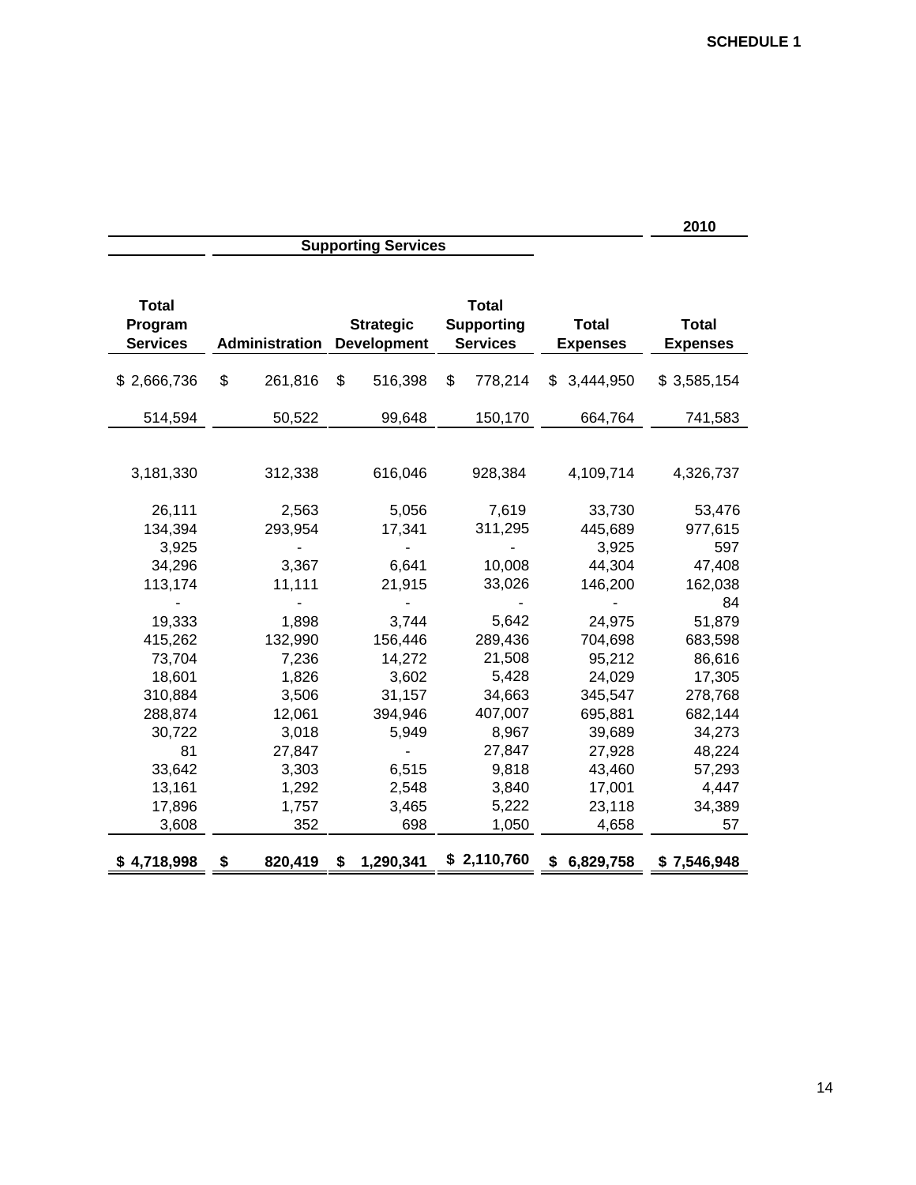**SCHEDULE 1**

| | | | | | 2010 |
|---|---|---|---|---|---|
| | Supporting Services | | | | |
| Total Program Services | Administration | Strategic Development | Total Supporting Services | Total Expenses | Total Expenses |
| $ 2,666,736 | $ 261,816 | $ 516,398 | $ 778,214 | $ 3,444,950 | $ 3,585,154 |
| 514,594 | 50,522 | 99,648 | 150,170 | 664,764 | 741,583 |
| 3,181,330 | 312,338 | 616,046 | 928,384 | 4,109,714 | 4,326,737 |
| 26,111 | 2,563 | 5,056 | 7,619 | 33,730 | 53,476 |
| 134,394 | 293,954 | 17,341 | 311,295 | 445,689 | 977,615 |
| 3,925 | - | - | - | 3,925 | 597 |
| 34,296 | 3,367 | 6,641 | 10,008 | 44,304 | 47,408 |
| 113,174 | 11,111 | 21,915 | 33,026 | 146,200 | 162,038 |
| - | - | - | - | - | 84 |
| 19,333 | 1,898 | 3,744 | 5,642 | 24,975 | 51,879 |
| 415,262 | 132,990 | 156,446 | 289,436 | 704,698 | 683,598 |
| 73,704 | 7,236 | 14,272 | 21,508 | 95,212 | 86,616 |
| 18,601 | 1,826 | 3,602 | 5,428 | 24,029 | 17,305 |
| 310,884 | 3,506 | 31,157 | 34,663 | 345,547 | 278,768 |
| 288,874 | 12,061 | 394,946 | 407,007 | 695,881 | 682,144 |
| 30,722 | 3,018 | 5,949 | 8,967 | 39,689 | 34,273 |
| 81 | 27,847 | - | 27,847 | 27,928 | 48,224 |
| 33,642 | 3,303 | 6,515 | 9,818 | 43,460 | 57,293 |
| 13,161 | 1,292 | 2,548 | 3,840 | 17,001 | 4,447 |
| 17,896 | 1,757 | 3,465 | 5,222 | 23,118 | 34,389 |
| 3,608 | 352 | 698 | 1,050 | 4,658 | 57 |
| **$ 4,718,998** | **$ 820,419** | **$ 1,290,341** | **$ 2,110,760** | **$ 6,829,758** | **$ 7,546,948** |